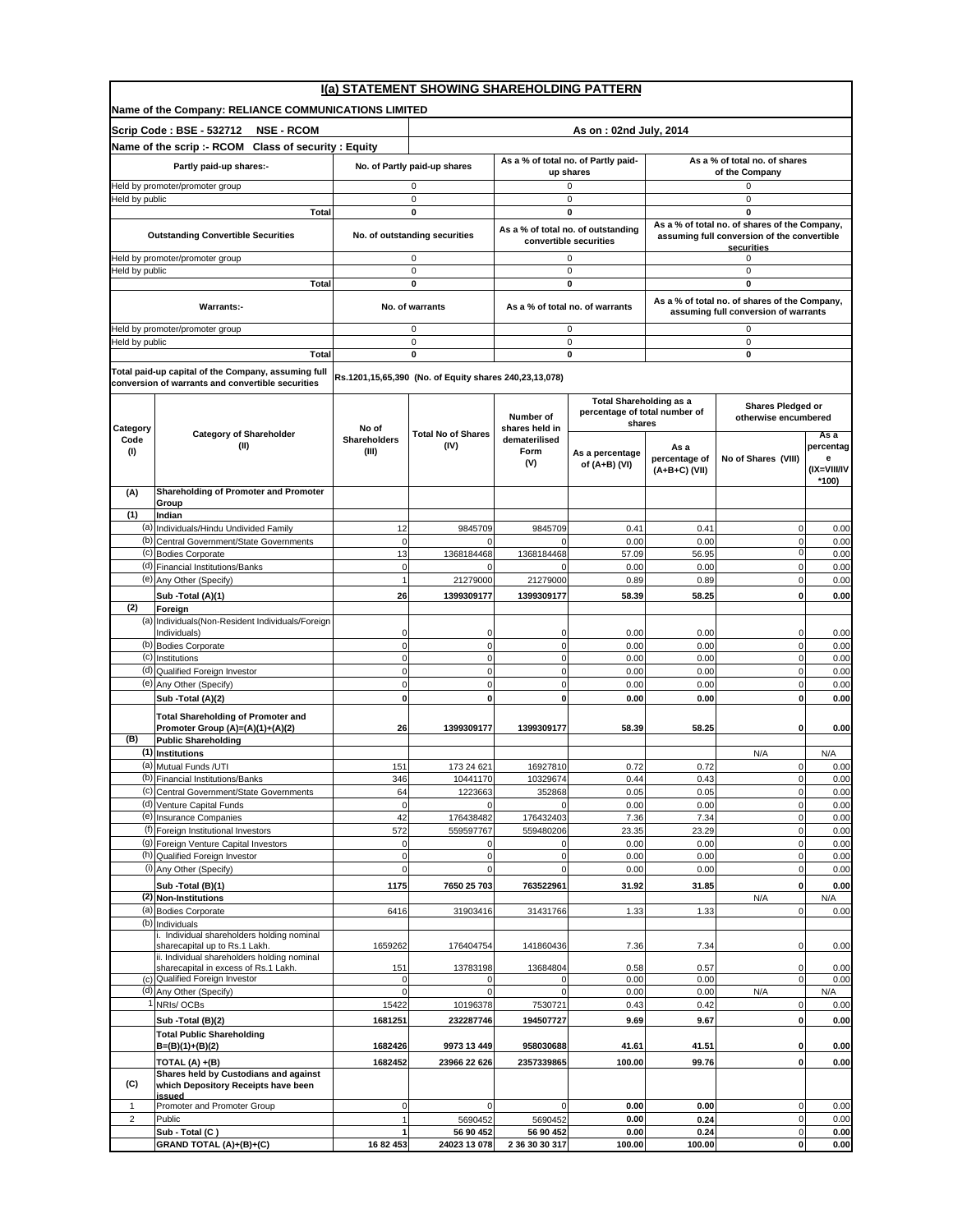# I(a) STATEMENT SHOWING SHAREHOLDING PATTERN

**Name of the Company: RELIANCE COMMUNICATIONS LIMITED**

**Scrip Code : BSE - 532712 NSE - RCOM** | **As on : 02nd July, 2014**

**Name of the scrip :- RCOM Class of security : Equity**

| Partly paid-up shares:- | No. of Partly paid-up shares | As a % of total no. of Partly paid-up shares | As a % of total no. of shares of the Company |
|---|---|---|---|
| Held by promoter/promoter group | 0 | 0 | 0 |
| Held by public | 0 | 0 | 0 |
| **Total** | **0** | **0** | **0** |

| Outstanding Convertible Securities | No. of outstanding securities | As a % of total no. of outstanding convertible securities | As a % of total no. of shares of the Company, assuming full conversion of the convertible securities |
|---|---|---|---|
| Held by promoter/promoter group | 0 | 0 | 0 |
| Held by public | 0 | 0 | 0 |
| **Total** | **0** | **0** | **0** |

| Warrants:- | No. of warrants | As a % of total no. of warrants | As a % of total no. of shares of the Company, assuming full conversion of warrants |
|---|---|---|---|
| Held by promoter/promoter group | 0 | 0 | 0 |
| Held by public | 0 | 0 | 0 |
| **Total** | **0** | **0** | **0** |

**Total paid-up capital of the Company, assuming full conversion of warrants and convertible securities:** Rs.1201,15,65,390 (No. of Equity shares 240,23,13,078)

| Category Code (I) | Category of Shareholder (II) | No of Shareholders (III) | Total No of Shares (IV) | Number of shares held in dematerilised Form (V) | Total Shareholding as a percentage of total number of shares | | Shares Pledged or otherwise encumbered | |
|---|---|---|---|---|---|---|---|---|
| | | | | | As a percentage of (A+B) (VI) | As a percentage of (A+B+C) (VII) | No of Shares (VIII) | As a percentage (IX=VIII/IV *100) |
| **(A)** | **Shareholding of Promoter and Promoter Group** | | | | | | | |
| **(1)** | **Indian** | | | | | | | |
| (a) | Individuals/Hindu Undivided Family | 12 | 9845709 | 9845709 | 0.41 | 0.41 | 0 | 0.00 |
| (b) | Central Government/State Governments | 0 | 0 | 0 | 0.00 | 0.00 | 0 | 0.00 |
| (c) | Bodies Corporate | 13 | 1368184468 | 1368184468 | 57.09 | 56.95 | 0 | 0.00 |
| (d) | Financial Institutions/Banks | 0 | 0 | 0 | 0.00 | 0.00 | 0 | 0.00 |
| (e) | Any Other (Specify) | 1 | 21279000 | 21279000 | 0.89 | 0.89 | 0 | 0.00 |
| | **Sub -Total (A)(1)** | **26** | **1399309177** | **1399309177** | **58.39** | **58.25** | **0** | **0.00** |
| **(2)** | **Foreign** | | | | | | | |
| (a) | Individuals(Non-Resident Individuals/Foreign Individuals) | 0 | 0 | 0 | 0.00 | 0.00 | 0 | 0.00 |
| (b) | Bodies Corporate | 0 | 0 | 0 | 0.00 | 0.00 | 0 | 0.00 |
| (c) | Institutions | 0 | 0 | 0 | 0.00 | 0.00 | 0 | 0.00 |
| (d) | Qualified Foreign Investor | 0 | 0 | 0 | 0.00 | 0.00 | 0 | 0.00 |
| (e) | Any Other (Specify) | 0 | 0 | 0 | 0.00 | 0.00 | 0 | 0.00 |
| | **Sub -Total (A)(2)** | **0** | **0** | **0** | **0.00** | **0.00** | **0** | **0.00** |
| | **Total Shareholding of Promoter and Promoter Group (A)=(A)(1)+(A)(2)** | **26** | **1399309177** | **1399309177** | **58.39** | **58.25** | **0** | **0.00** |
| **(B)** | **Public Shareholding** | | | | | | | |
| **(1)** | **Institutions** | | | | | | N/A | N/A |
| (a) | Mutual Funds /UTI | 151 | 173 24 621 | 16927810 | 0.72 | 0.72 | 0 | 0.00 |
| (b) | Financial Institutions/Banks | 346 | 10441170 | 10329674 | 0.44 | 0.43 | 0 | 0.00 |
| (c) | Central Government/State Governments | 64 | 1223663 | 352868 | 0.05 | 0.05 | 0 | 0.00 |
| (d) | Venture Capital Funds | 0 | 0 | 0 | 0.00 | 0.00 | 0 | 0.00 |
| (e) | Insurance Companies | 42 | 176438482 | 176432403 | 7.36 | 7.34 | 0 | 0.00 |
| (f) | Foreign Institutional Investors | 572 | 559597767 | 559480206 | 23.35 | 23.29 | 0 | 0.00 |
| (g) | Foreign Venture Capital Investors | 0 | 0 | 0 | 0.00 | 0.00 | 0 | 0.00 |
| (h) | Qualified Foreign Investor | 0 | 0 | 0 | 0.00 | 0.00 | 0 | 0.00 |
| (i) | Any Other (Specify) | 0 | 0 | 0 | 0.00 | 0.00 | 0 | 0.00 |
| | **Sub -Total (B)(1)** | **1175** | **7650 25 703** | **763522961** | **31.92** | **31.85** | **0** | **0.00** |
| **(2)** | **Non-Institutions** | | | | | | N/A | N/A |
| (a) | Bodies Corporate | 6416 | 31903416 | 31431766 | 1.33 | 1.33 | 0 | 0.00 |
| (b) | Individuals | | | | | | | |
| | i. Individual shareholders holding nominal sharecapital up to Rs.1 Lakh. | 1659262 | 176404754 | 141860436 | 7.36 | 7.34 | 0 | 0.00 |
| | ii. Individual shareholders holding nominal sharecapital in excess of Rs.1 Lakh. | 151 | 13783198 | 13684804 | 0.58 | 0.57 | 0 | 0.00 |
| (c) | Qualified Foreign Investor | 0 | 0 | 0 | 0.00 | 0.00 | 0 | 0.00 |
| (d) | Any Other (Specify) | 0 | 0 | 0 | 0.00 | 0.00 | N/A | N/A |
| 1 | NRIs/ OCBs | 15422 | 10196378 | 7530721 | 0.43 | 0.42 | 0 | 0.00 |
| | **Sub -Total (B)(2)** | **1681251** | **232287746** | **194507727** | **9.69** | **9.67** | **0** | **0.00** |
| | **Total Public Shareholding B=(B)(1)+(B)(2)** | **1682426** | **9973 13 449** | **958030688** | **41.61** | **41.51** | **0** | **0.00** |
| | **TOTAL (A) +(B)** | **1682452** | **23966 22 626** | **2357339865** | **100.00** | **99.76** | **0** | **0.00** |
| **(C)** | **Shares held by Custodians and against which Depository Receipts have been issued** | | | | | | | |
| 1 | Promoter and Promoter Group | 0 | 0 | 0 | **0.00** | **0.00** | 0 | 0.00 |
| 2 | Public | 1 | 5690452 | 5690452 | **0.00** | **0.24** | 0 | 0.00 |
| | **Sub - Total (C )** | **1** | **56 90 452** | **56 90 452** | **0.00** | **0.24** | 0 | **0.00** |
| | **GRAND TOTAL (A)+(B)+(C)** | **16 82 453** | **24023 13 078** | **2 36 30 30 317** | **100.00** | **100.00** | **0** | **0.00** |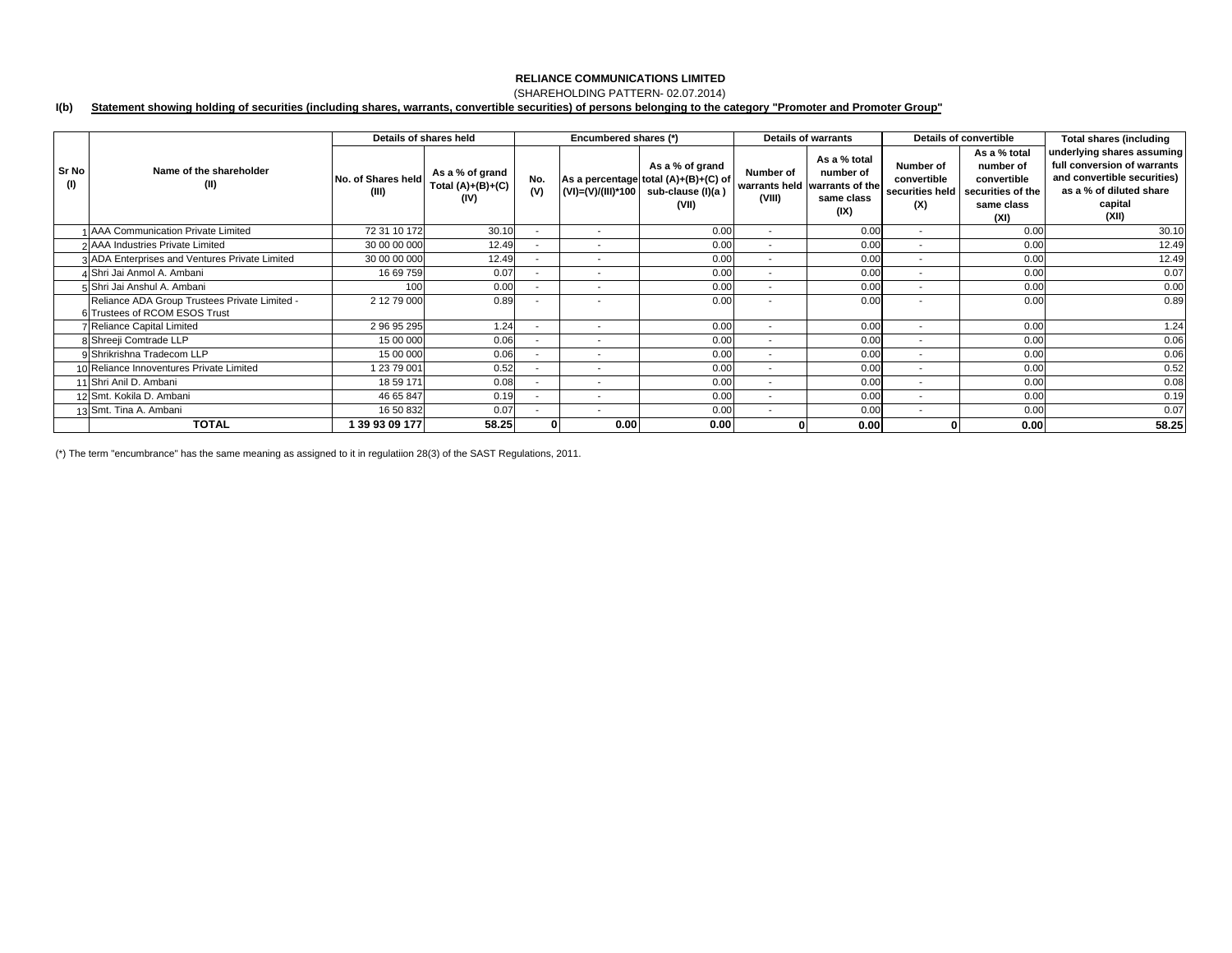**RELIANCE COMMUNICATIONS LIMITED**

(SHAREHOLDING PATTERN- 02.07.2014)

**I(b) Statement showing holding of securities (including shares, warrants, convertible securities) of persons belonging to the category "Promoter and Promoter Group"**

| Sr No (I) | Name of the shareholder (II) | Details of shares held | | Encumbered shares (*) | | | Details of warrants | | Details of convertible | | Total shares (including underlying shares assuming full conversion of warrants and convertible securities) as a % of diluted share capital (XII) |
|---|---|---|---|---|---|---|---|---|---|---|---|
| | | No. of Shares held (III) | As a % of grand Total (A)+(B)+(C) (IV) | No. (V) | As a percentage (VI)=(V)/(III)*100 | As a % of grand total (A)+(B)+(C) of sub-clause (I)(a ) (VII) | Number of warrants held (VIII) | As a % total number of warrants of the same class (IX) | Number of convertible securities held (X) | As a % total number of convertible securities of the same class (XI) | |
| 1 | AAA Communication Private Limited | 72 31 10 172 | 30.10 | - | - | 0.00 | - | 0.00 | - | 0.00 | 30.10 |
| 2 | AAA Industries Private Limited | 30 00 00 000 | 12.49 | - | - | 0.00 | - | 0.00 | - | 0.00 | 12.49 |
| 3 | ADA Enterprises and Ventures Private Limited | 30 00 00 000 | 12.49 | - | - | 0.00 | - | 0.00 | - | 0.00 | 12.49 |
| 4 | Shri Jai Anmol A. Ambani | 16 69 759 | 0.07 | - | - | 0.00 | - | 0.00 | - | 0.00 | 0.07 |
| 5 | Shri Jai Anshul A. Ambani | 100 | 0.00 | - | - | 0.00 | - | 0.00 | - | 0.00 | 0.00 |
| 6 | Reliance ADA Group Trustees Private Limited - Trustees of RCOM ESOS Trust | 2 12 79 000 | 0.89 | - | - | 0.00 | - | 0.00 | - | 0.00 | 0.89 |
| 7 | Reliance Capital Limited | 2 96 95 295 | 1.24 | - | - | 0.00 | - | 0.00 | - | 0.00 | 1.24 |
| 8 | Shreeji Comtrade LLP | 15 00 000 | 0.06 | - | - | 0.00 | - | 0.00 | - | 0.00 | 0.06 |
| 9 | Shrikrishna Tradecom LLP | 15 00 000 | 0.06 | - | - | 0.00 | - | 0.00 | - | 0.00 | 0.06 |
| 10 | Reliance Innoventures Private Limited | 1 23 79 001 | 0.52 | - | - | 0.00 | - | 0.00 | - | 0.00 | 0.52 |
| 11 | Shri Anil D. Ambani | 18 59 171 | 0.08 | - | - | 0.00 | - | 0.00 | - | 0.00 | 0.08 |
| 12 | Smt. Kokila D. Ambani | 46 65 847 | 0.19 | - | - | 0.00 | - | 0.00 | - | 0.00 | 0.19 |
| 13 | Smt. Tina A. Ambani | 16 50 832 | 0.07 | - | - | 0.00 | - | 0.00 | - | 0.00 | 0.07 |
| | **TOTAL** | **1 39 93 09 177** | **58.25** | **0** | **0.00** | **0.00** | **0** | **0.00** | **0** | **0.00** | **58.25** |

(*) The term "encumbrance" has the same meaning as assigned to it in regulatiion 28(3) of the SAST Regulations, 2011.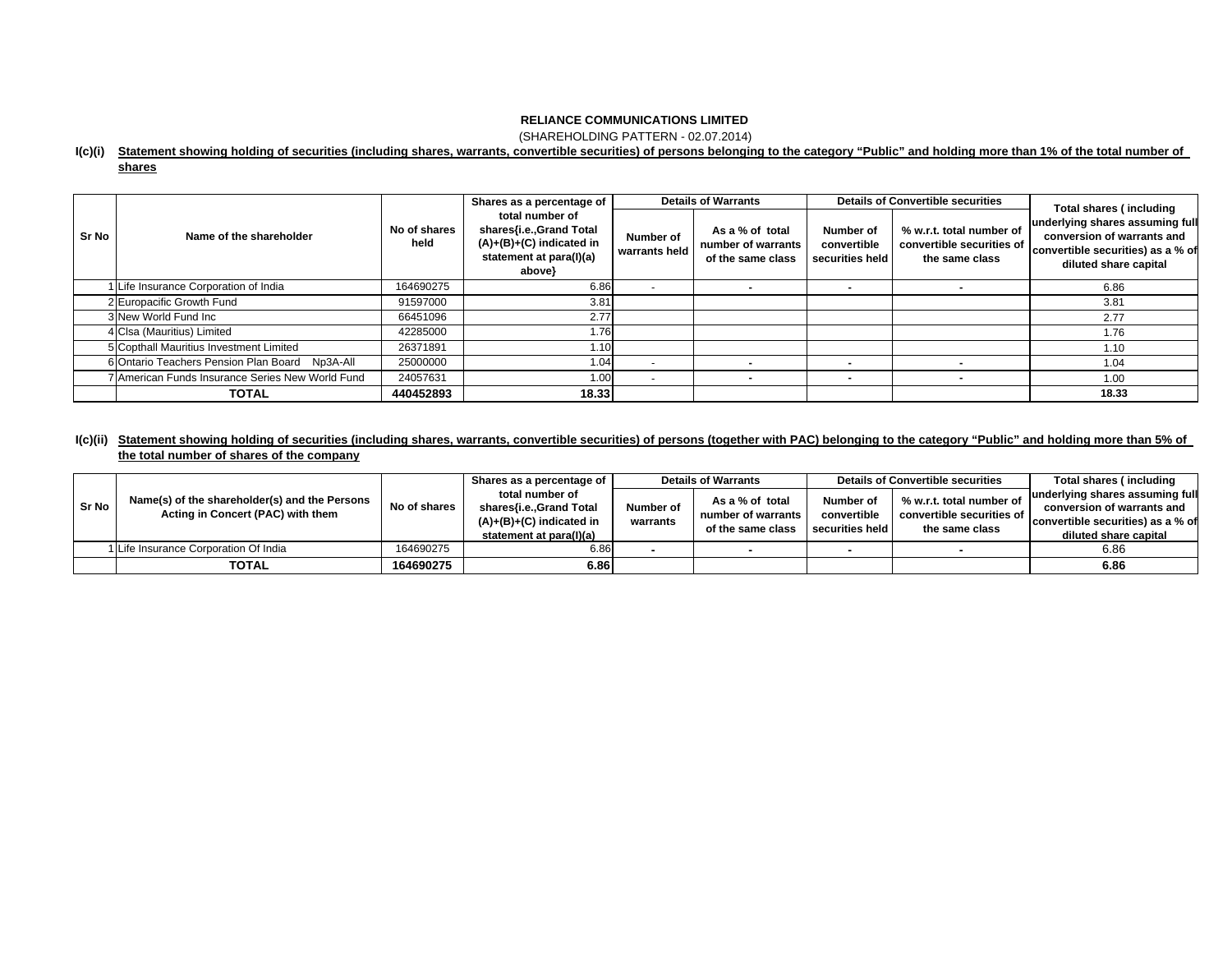**RELIANCE COMMUNICATIONS LIMITED**

(SHAREHOLDING PATTERN - 02.07.2014)

**I(c)(i) Statement showing holding of securities (including shares, warrants, convertible securities) of persons belonging to the category "Public" and holding more than 1% of the total number of shares**

| Sr No | Name of the shareholder | No of shares held | Shares as a percentage of total number of shares{i.e.,Grand Total (A)+(B)+(C) indicated in statement at para(I)(a) above} | Details of Warrants | | Details of Convertible securities | | Total shares ( including underlying shares assuming full conversion of warrants and convertible securities) as a % of diluted share capital |
|---|---|---|---|---|---|---|---|---|
| | | | | Number of warrants held | As a % of total number of warrants of the same class | Number of convertible securities held | % w.r.t. total number of convertible securities of the same class | |
| 1 | Life Insurance Corporation of India | 164690275 | 6.86 | - | - | - | - | 6.86 |
| 2 | Europacific Growth Fund | 91597000 | 3.81 | | | | | 3.81 |
| 3 | New World Fund Inc | 66451096 | 2.77 | | | | | 2.77 |
| 4 | Clsa (Mauritius) Limited | 42285000 | 1.76 | | | | | 1.76 |
| 5 | Copthall Mauritius Investment Limited | 26371891 | 1.10 | | | | | 1.10 |
| 6 | Ontario Teachers Pension Plan Board Np3A-All | 25000000 | 1.04 | - | - | - | - | 1.04 |
| 7 | American Funds Insurance Series New World Fund | 24057631 | 1.00 | - | - | - | - | 1.00 |
| | **TOTAL** | **440452893** | **18.33** | | | | | **18.33** |

**I(c)(ii) Statement showing holding of securities (including shares, warrants, convertible securities) of persons (together with PAC) belonging to the category "Public" and holding more than 5% of the total number of shares of the company**

| Sr No | Name(s) of the shareholder(s) and the Persons Acting in Concert (PAC) with them | No of shares | Shares as a percentage of total number of shares{i.e.,Grand Total (A)+(B)+(C) indicated in statement at para(I)(a) | Details of Warrants | | Details of Convertible securities | | Total shares ( including underlying shares assuming full conversion of warrants and convertible securities) as a % of diluted share capital |
|---|---|---|---|---|---|---|---|---|
| | | | | Number of warrants | As a % of total number of warrants of the same class | Number of convertible securities held | % w.r.t. total number of convertible securities of the same class | |
| 1 | Life Insurance Corporation Of India | 164690275 | 6.86 | - | - | - | - | 6.86 |
| | **TOTAL** | **164690275** | **6.86** | | | | | **6.86** |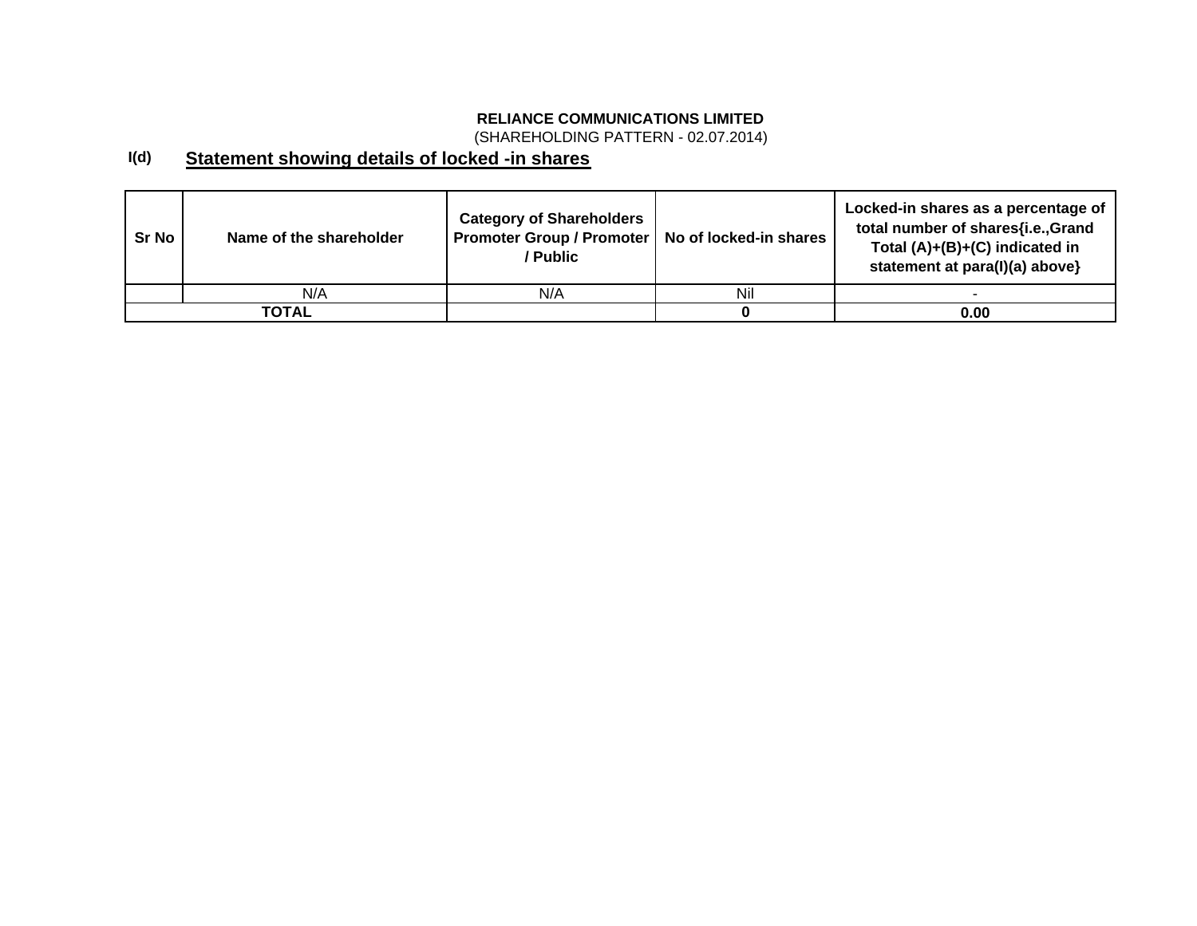**RELIANCE COMMUNICATIONS LIMITED**

(SHAREHOLDING PATTERN - 02.07.2014)

## I(d) Statement showing details of locked -in shares

| Sr No | Name of the shareholder | Category of Shareholders Promoter Group / Promoter / Public | No of locked-in shares | Locked-in shares as a percentage of total number of shares{i.e.,Grand Total (A)+(B)+(C) indicated in statement at para(I)(a) above} |
|---|---|---|---|---|
| | N/A | N/A | Nil | - |
| **TOTAL** | | | **0** | **0.00** |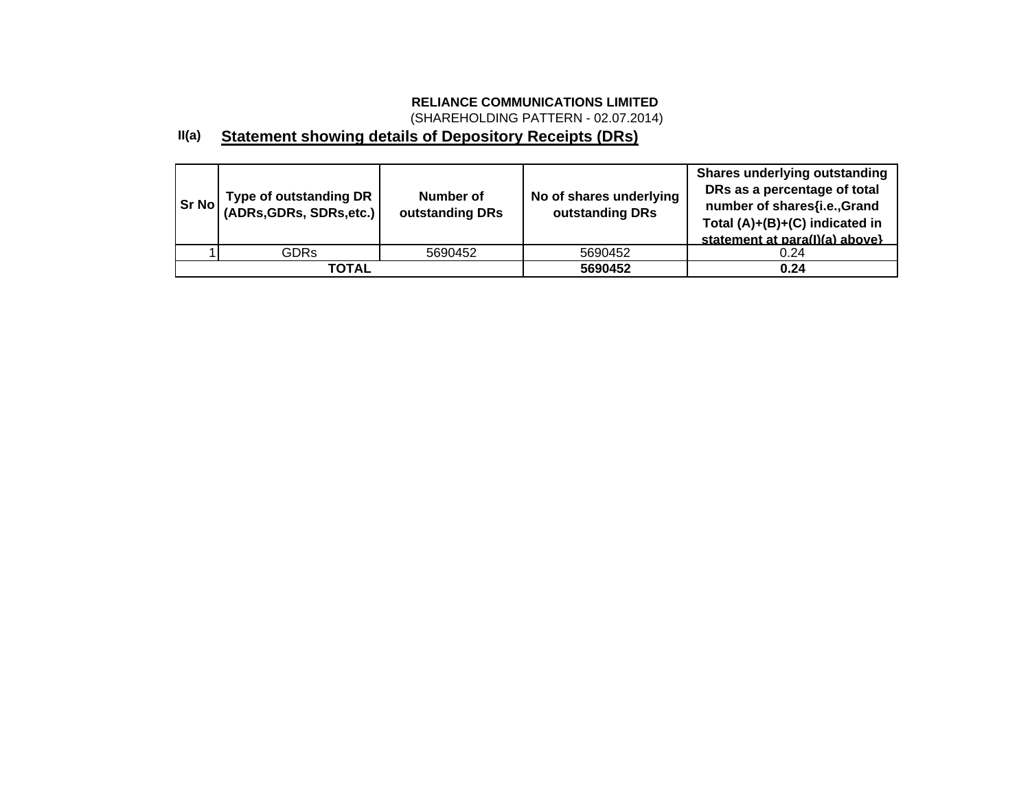**RELIANCE COMMUNICATIONS LIMITED**

(SHAREHOLDING PATTERN - 02.07.2014)

## II(a) Statement showing details of Depository Receipts (DRs)

| Sr No | Type of outstanding DR (ADRs,GDRs, SDRs,etc.) | Number of outstanding DRs | No of shares underlying outstanding DRs | Shares underlying outstanding DRs as a percentage of total number of shares{i.e.,Grand Total (A)+(B)+(C) indicated in statement at para(I)(a) above} |
|---|---|---|---|---|
| 1 | GDRs | 5690452 | 5690452 | 0.24 |
| **TOTAL** | | | **5690452** | **0.24** |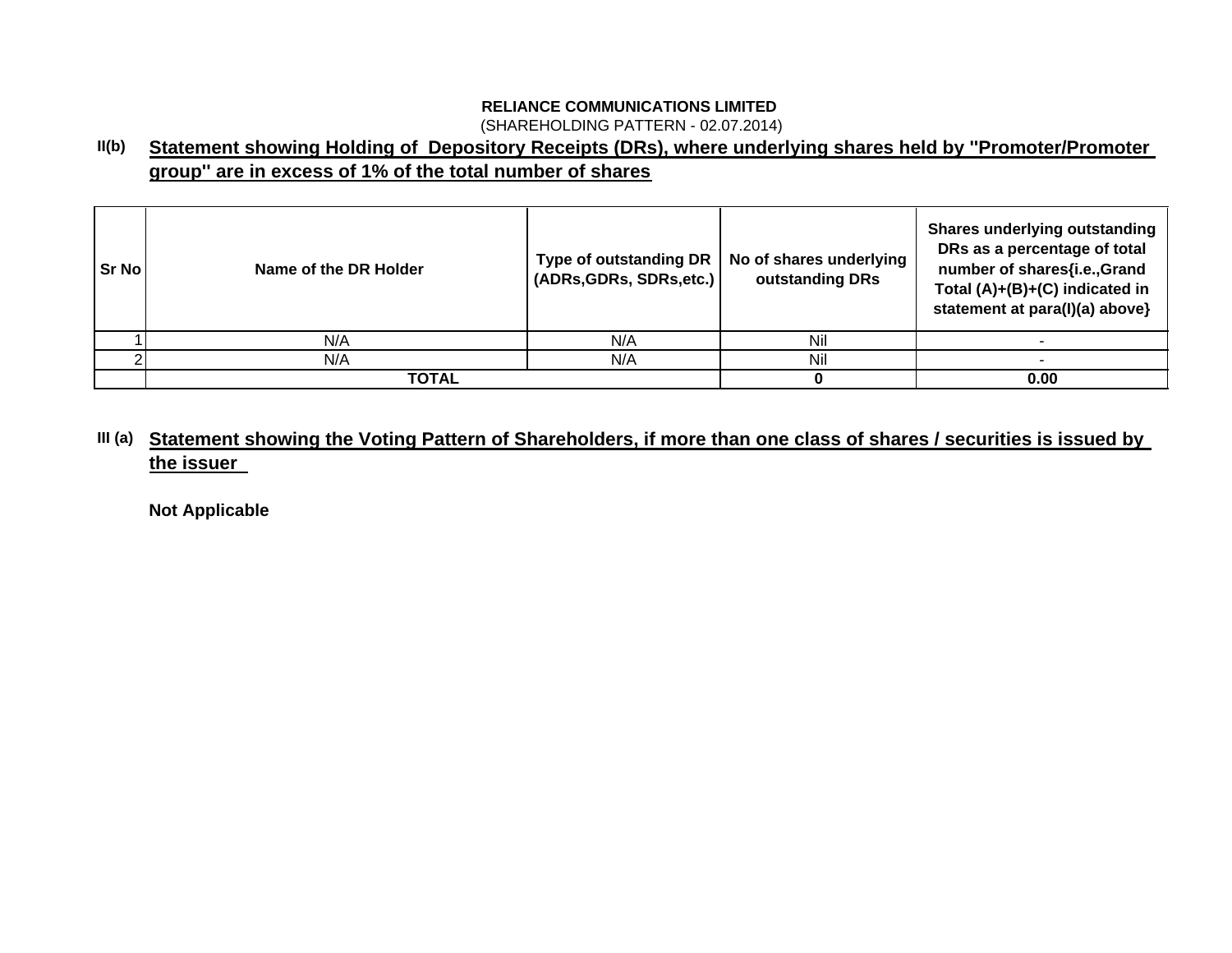**RELIANCE COMMUNICATIONS LIMITED**

(SHAREHOLDING PATTERN - 02.07.2014)

## II(b) Statement showing Holding of Depository Receipts (DRs), where underlying shares held by "Promoter/Promoter group" are in excess of 1% of the total number of shares

| Sr No | Name of the DR Holder | Type of outstanding DR (ADRs,GDRs, SDRs,etc.) | No of shares underlying outstanding DRs | Shares underlying outstanding DRs as a percentage of total number of shares{i.e.,Grand Total (A)+(B)+(C) indicated in statement at para(I)(a) above} |
|---|---|---|---|---|
| 1 | N/A | N/A | Nil | - |
| 2 | N/A | N/A | Nil | - |
| | **TOTAL** | | **0** | **0.00** |

## III (a) Statement showing the Voting Pattern of Shareholders, if more than one class of shares / securities is issued by the issuer

**Not Applicable**